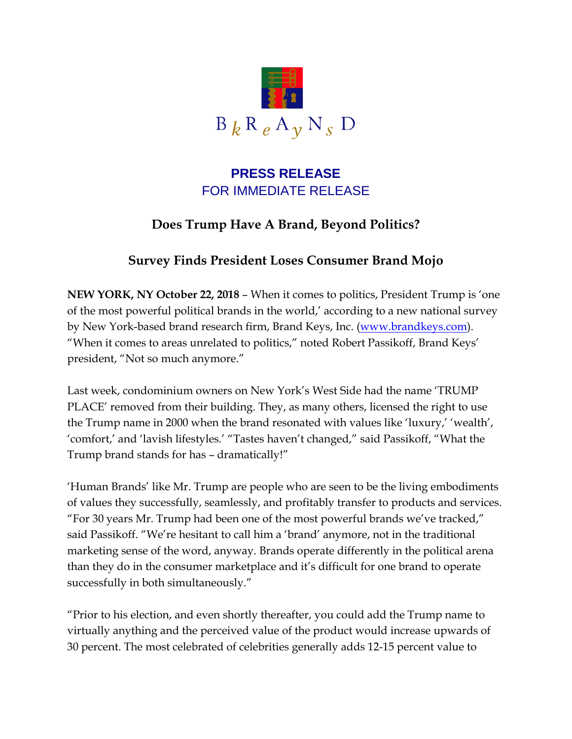BkReAyNsD

**PRESS RELEASE**

FOR IMMEDIATE RELEASE

## Does Trump Have A Brand, Beyond Politics?

## Survey Finds President Loses Consumer Brand Mojo

**NEW YORK, NY October 22, 2018** – When it comes to politics, President Trump is 'one of the most powerful political brands in the world,' according to a new national survey by New York-based brand research firm, Brand Keys, Inc. (www.brandkeys.com). "When it comes to areas unrelated to politics," noted Robert Passikoff, Brand Keys' president, "Not so much anymore."

Last week, condominium owners on New York's West Side had the name 'TRUMP PLACE' removed from their building. They, as many others, licensed the right to use the Trump name in 2000 when the brand resonated with values like 'luxury,' 'wealth', 'comfort,' and 'lavish lifestyles.' "Tastes haven't changed," said Passikoff, "What the Trump brand stands for has – dramatically!"

'Human Brands' like Mr. Trump are people who are seen to be the living embodiments of values they successfully, seamlessly, and profitably transfer to products and services. "For 30 years Mr. Trump had been one of the most powerful brands we've tracked," said Passikoff. "We're hesitant to call him a 'brand' anymore, not in the traditional marketing sense of the word, anyway. Brands operate differently in the political arena than they do in the consumer marketplace and it's difficult for one brand to operate successfully in both simultaneously."

"Prior to his election, and even shortly thereafter, you could add the Trump name to virtually anything and the perceived value of the product would increase upwards of 30 percent. The most celebrated of celebrities generally adds 12-15 percent value to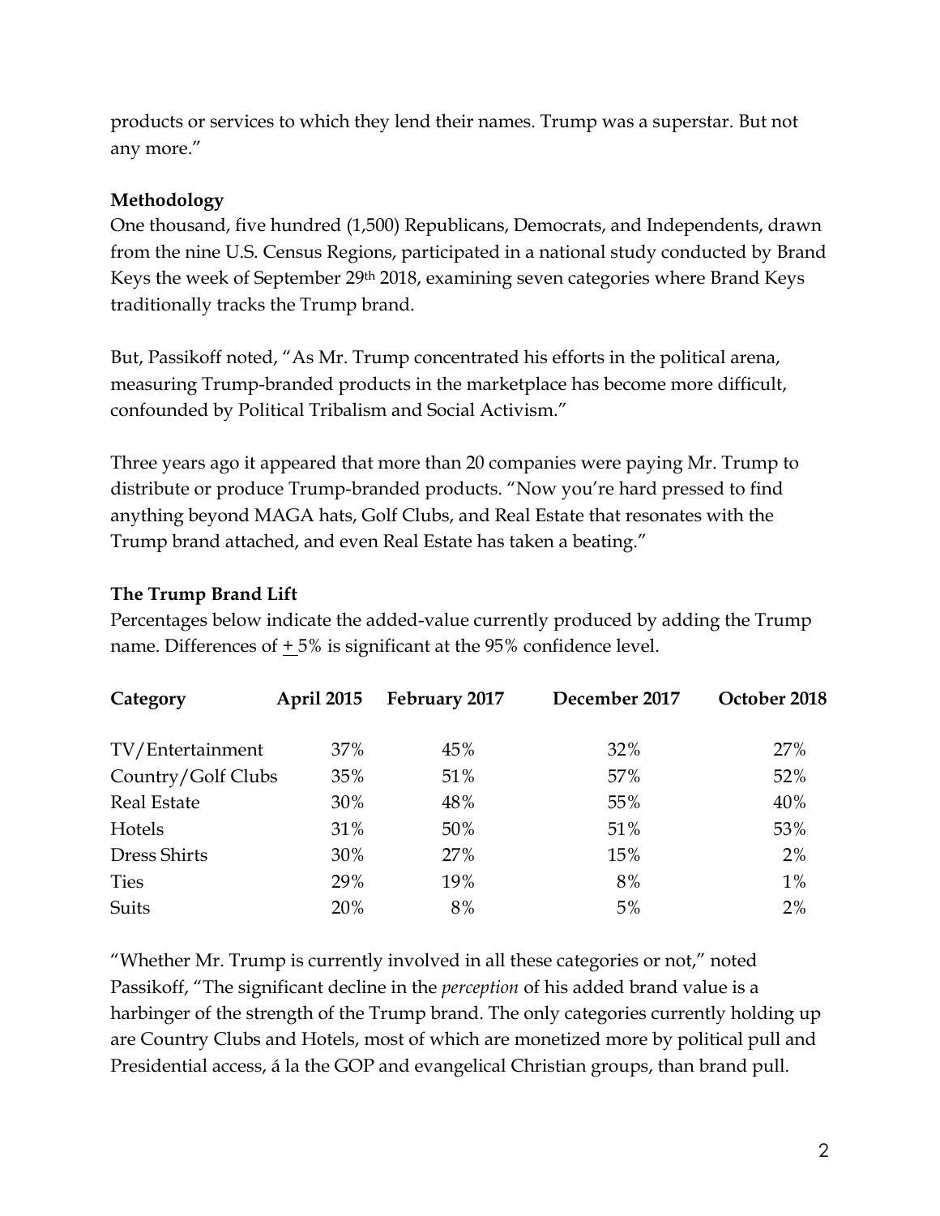products or services to which they lend their names. Trump was a superstar. But not any more."

**Methodology**

One thousand, five hundred (1,500) Republicans, Democrats, and Independents, drawn from the nine U.S. Census Regions, participated in a national study conducted by Brand Keys the week of September 29th 2018, examining seven categories where Brand Keys traditionally tracks the Trump brand.

But, Passikoff noted, "As Mr. Trump concentrated his efforts in the political arena, measuring Trump-branded products in the marketplace has become more difficult, confounded by Political Tribalism and Social Activism."

Three years ago it appeared that more than 20 companies were paying Mr. Trump to distribute or produce Trump-branded products. "Now you're hard pressed to find anything beyond MAGA hats, Golf Clubs, and Real Estate that resonates with the Trump brand attached, and even Real Estate has taken a beating."

**The Trump Brand Lift**

Percentages below indicate the added-value currently produced by adding the Trump name. Differences of ± 5% is significant at the 95% confidence level.

| Category | April 2015 | February 2017 | December 2017 | October 2018 |
|---|---|---|---|---|
| TV/Entertainment | 37% | 45% | 32% | 27% |
| Country/Golf Clubs | 35% | 51% | 57% | 52% |
| Real Estate | 30% | 48% | 55% | 40% |
| Hotels | 31% | 50% | 51% | 53% |
| Dress Shirts | 30% | 27% | 15% | 2% |
| Ties | 29% | 19% | 8% | 1% |
| Suits | 20% | 8% | 5% | 2% |

"Whether Mr. Trump is currently involved in all these categories or not," noted Passikoff, "The significant decline in the *perception* of his added brand value is a harbinger of the strength of the Trump brand. The only categories currently holding up are Country Clubs and Hotels, most of which are monetized more by political pull and Presidential access, á la the GOP and evangelical Christian groups, than brand pull.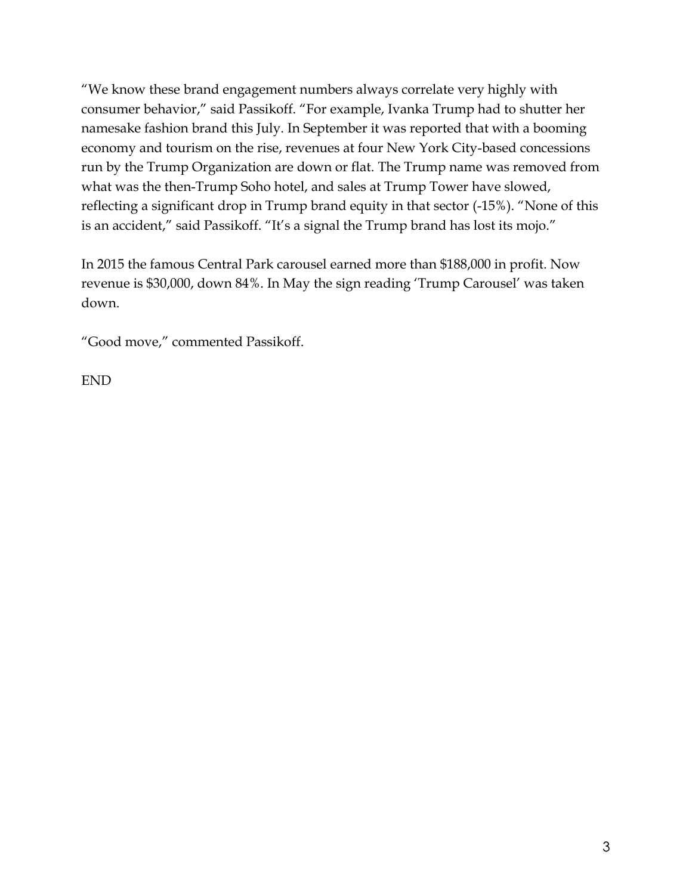"We know these brand engagement numbers always correlate very highly with consumer behavior," said Passikoff. "For example, Ivanka Trump had to shutter her namesake fashion brand this July. In September it was reported that with a booming economy and tourism on the rise, revenues at four New York City-based concessions run by the Trump Organization are down or flat. The Trump name was removed from what was the then-Trump Soho hotel, and sales at Trump Tower have slowed, reflecting a significant drop in Trump brand equity in that sector (-15%). "None of this is an accident," said Passikoff. "It's a signal the Trump brand has lost its mojo."

In 2015 the famous Central Park carousel earned more than $188,000 in profit. Now revenue is $30,000, down 84%. In May the sign reading 'Trump Carousel' was taken down.

"Good move," commented Passikoff.

END